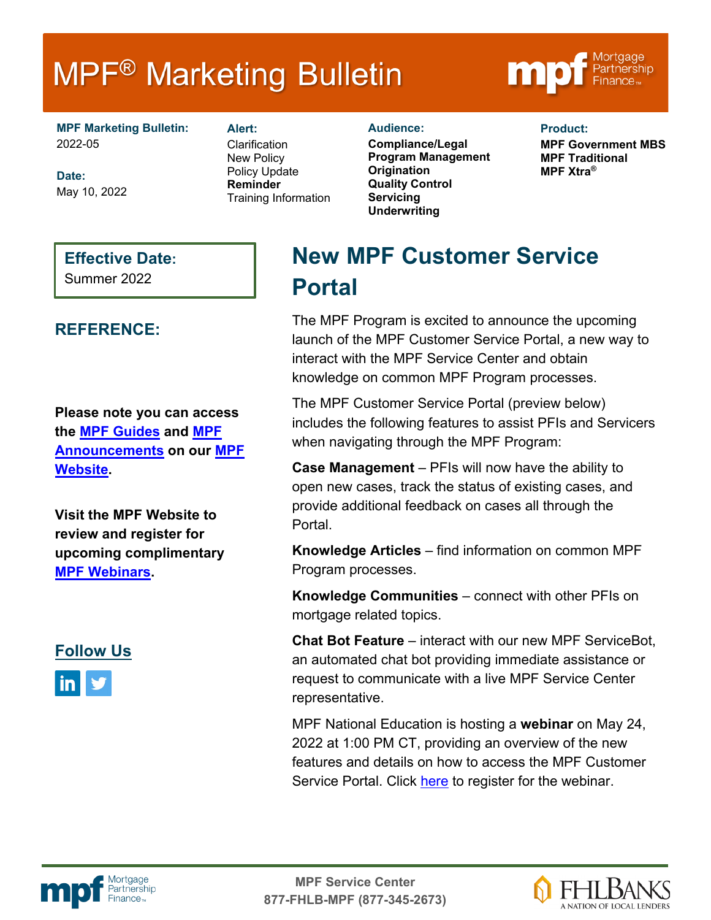# MPF® Marketing Bulletin

**MPF Marketing Bulletin:**
2022-05

**Date:**
May 10, 2022

**Alert:**
Clarification
New Policy
Policy Update
**Reminder**
Training Information

**Audience:**
**Compliance/Legal**
**Program Management**
**Origination**
**Quality Control**
**Servicing**
**Underwriting**

**Product:**
**MPF Government MBS**
**MPF Traditional**
**MPF Xtra®**

**Effective Date:**
Summer 2022

## New MPF Customer Service Portal

The MPF Program is excited to announce the upcoming launch of the MPF Customer Service Portal, a new way to interact with the MPF Service Center and obtain knowledge on common MPF Program processes.

The MPF Customer Service Portal (preview below) includes the following features to assist PFIs and Servicers when navigating through the MPF Program:

**Case Management** – PFIs will now have the ability to open new cases, track the status of existing cases, and provide additional feedback on cases all through the Portal.

**Knowledge Articles** – find information on common MPF Program processes.

**Knowledge Communities** – connect with other PFIs on mortgage related topics.

**Chat Bot Feature** – interact with our new MPF ServiceBot, an automated chat bot providing immediate assistance or request to communicate with a live MPF Service Center representative.

MPF National Education is hosting a **webinar** on May 24, 2022 at 1:00 PM CT, providing an overview of the new features and details on how to access the MPF Customer Service Portal. Click here to register for the webinar.

## REFERENCE:

**Please note you can access the MPF Guides and MPF Announcements on our MPF Website.**

**Visit the MPF Website to review and register for upcoming complimentary MPF Webinars.**

**Follow Us**

**MPF Service Center**
**877-FHLB-MPF (877-345-2673)**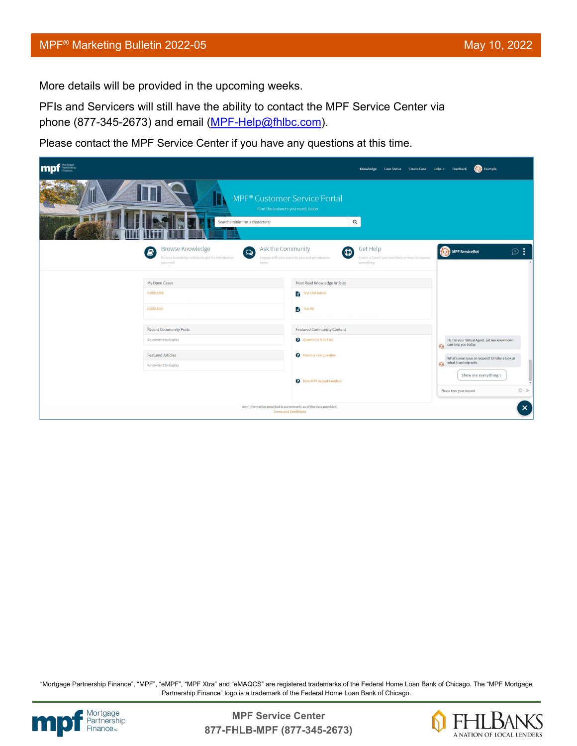More details will be provided in the upcoming weeks.

PFIs and Servicers will still have the ability to contact the MPF Service Center via phone (877-345-2673) and email (MPF-Help@fhlbc.com).

Please contact the MPF Service Center if you have any questions at this time.

“Mortgage Partnership Finance”, “MPF”, “eMPF”, “MPF Xtra” and “eMAQCS” are registered trademarks of the Federal Home Loan Bank of Chicago. The “MPF Mortgage Partnership Finance” logo is a trademark of the Federal Home Loan Bank of Chicago.

**MPF Service Center**
**877-FHLB-MPF (877-345-2673)**